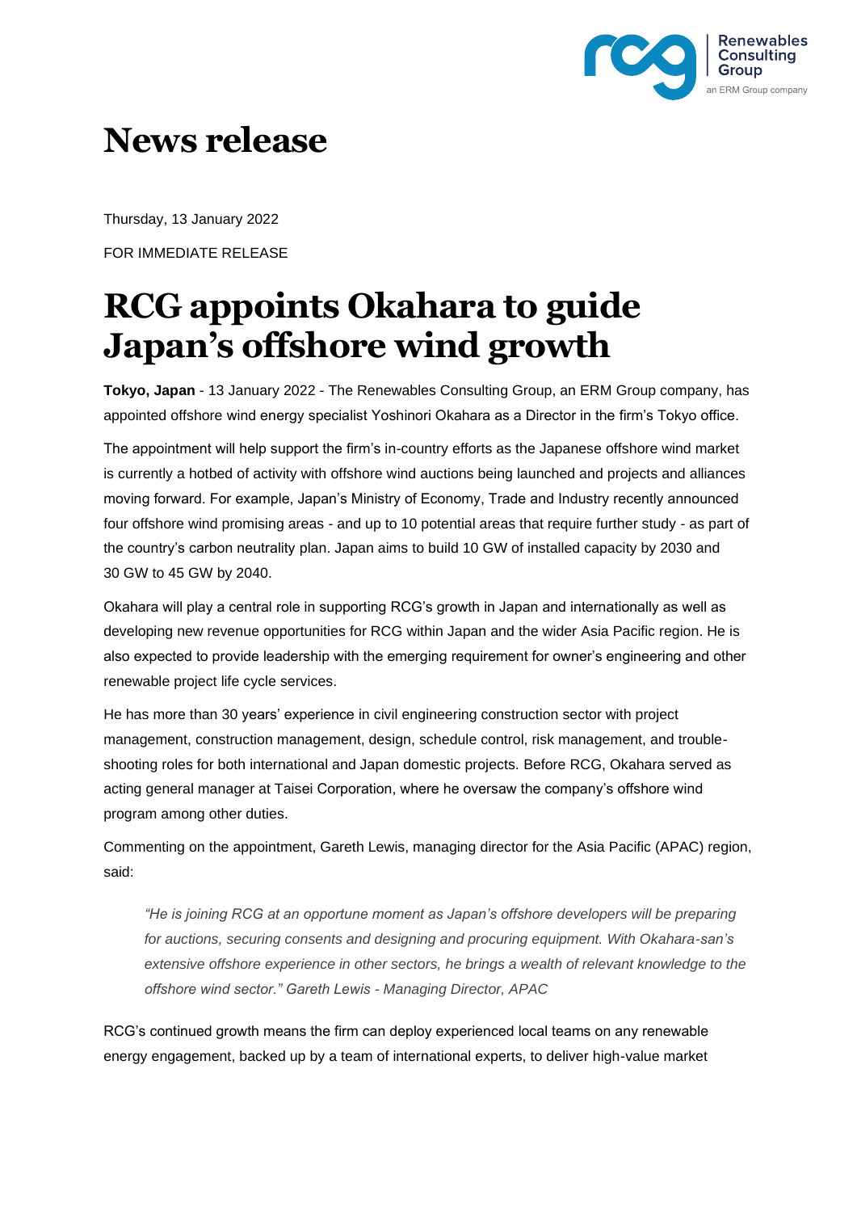# News release

Thursday, 13 January 2022

FOR IMMEDIATE RELEASE

# RCG appoints Okahara to guide Japan's offshore wind growth

**Tokyo, Japan** - 13 January 2022 - The Renewables Consulting Group, an ERM Group company, has appointed offshore wind energy specialist Yoshinori Okahara as a Director in the firm's Tokyo office.

The appointment will help support the firm's in-country efforts as the Japanese offshore wind market is currently a hotbed of activity with offshore wind auctions being launched and projects and alliances moving forward. For example, Japan's Ministry of Economy, Trade and Industry recently announced four offshore wind promising areas - and up to 10 potential areas that require further study - as part of the country's carbon neutrality plan. Japan aims to build 10 GW of installed capacity by 2030 and 30 GW to 45 GW by 2040.

Okahara will play a central role in supporting RCG's growth in Japan and internationally as well as developing new revenue opportunities for RCG within Japan and the wider Asia Pacific region. He is also expected to provide leadership with the emerging requirement for owner's engineering and other renewable project life cycle services.

He has more than 30 years' experience in civil engineering construction sector with project management, construction management, design, schedule control, risk management, and trouble-shooting roles for both international and Japan domestic projects. Before RCG, Okahara served as acting general manager at Taisei Corporation, where he oversaw the company's offshore wind program among other duties.

Commenting on the appointment, Gareth Lewis, managing director for the Asia Pacific (APAC) region, said:

> *"He is joining RCG at an opportune moment as Japan's offshore developers will be preparing for auctions, securing consents and designing and procuring equipment. With Okahara-san's extensive offshore experience in other sectors, he brings a wealth of relevant knowledge to the offshore wind sector." Gareth Lewis - Managing Director, APAC*

RCG's continued growth means the firm can deploy experienced local teams on any renewable energy engagement, backed up by a team of international experts, to deliver high-value market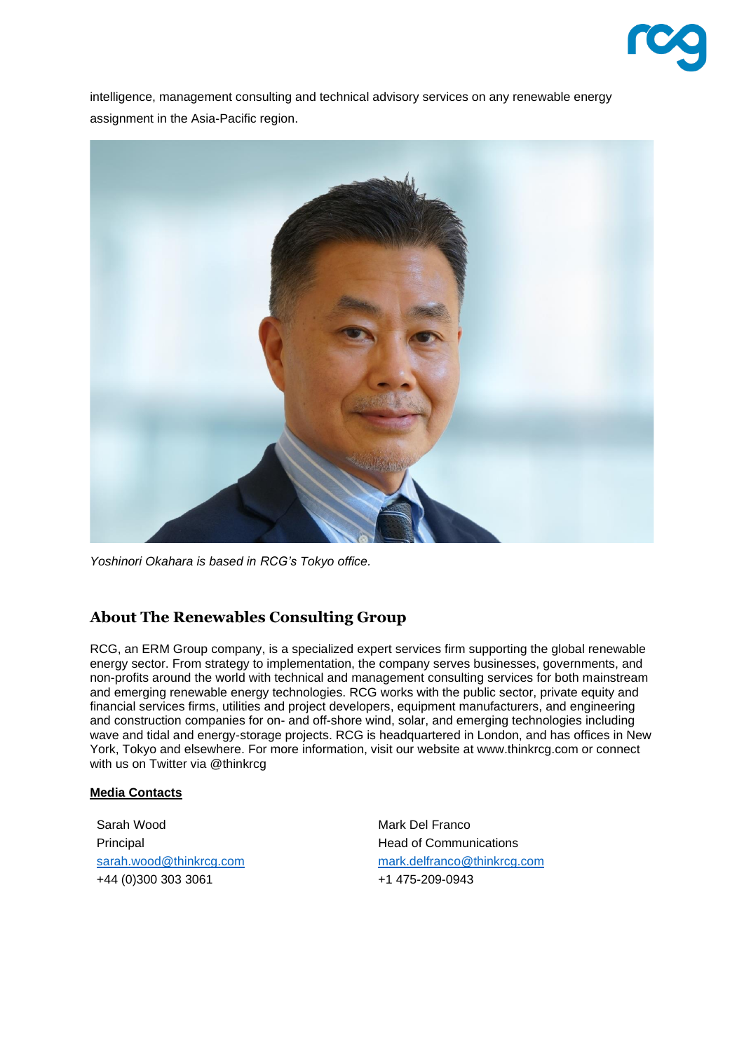intelligence, management consulting and technical advisory services on any renewable energy assignment in the Asia-Pacific region.

*Yoshinori Okahara is based in RCG's Tokyo office.*

## About The Renewables Consulting Group

RCG, an ERM Group company, is a specialized expert services firm supporting the global renewable energy sector. From strategy to implementation, the company serves businesses, governments, and non-profits around the world with technical and management consulting services for both mainstream and emerging renewable energy technologies. RCG works with the public sector, private equity and financial services firms, utilities and project developers, equipment manufacturers, and engineering and construction companies for on- and off-shore wind, solar, and emerging technologies including wave and tidal and energy-storage projects. RCG is headquartered in London, and has offices in New York, Tokyo and elsewhere. For more information, visit our website at www.thinkrcg.com or connect with us on Twitter via @thinkrcg

**Media Contacts**

Sarah Wood
Principal
sarah.wood@thinkrcg.com
+44 (0)300 303 3061

Mark Del Franco
Head of Communications
mark.delfranco@thinkrcg.com
+1 475-209-0943